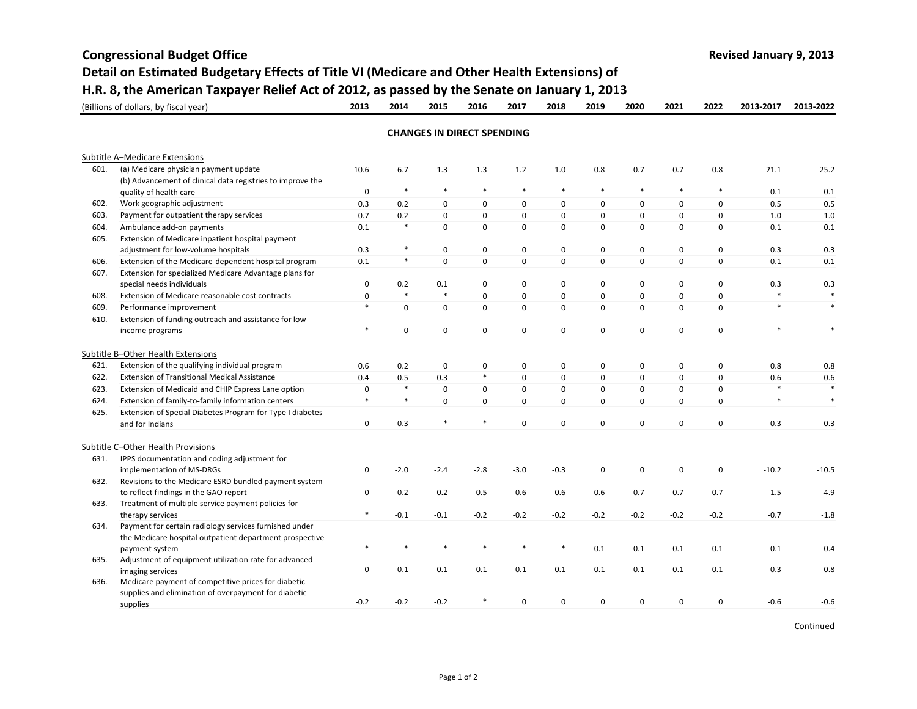# Congressional Budget Office

Revised January 9, 2013

## Detail on Estimated Budgetary Effects of Title VI (Medicare and Other Health Extensions) of H.R. 8, the American Taxpayer Relief Act of 2012, as passed by the Senate on January 1, 2013

| (Billions of dollars, by fiscal year) | | 2013 | 2014 | 2015 | 2016 | 2017 | 2018 | 2019 | 2020 | 2021 | 2022 | 2013-2017 | 2013-2022 |
|---|---|---|---|---|---|---|---|---|---|---|---|---|---|
| | **CHANGES IN DIRECT SPENDING** | | | | | | | | | | | | |
| Subtitle A–Medicare Extensions | | | | | | | | | | | | | |
| 601. | (a) Medicare physician payment update | 10.6 | 6.7 | 1.3 | 1.3 | 1.2 | 1.0 | 0.8 | 0.7 | 0.7 | 0.8 | 21.1 | 25.2 |
| | (b) Advancement of clinical data registries to improve the quality of health care | 0 | * | * | * | * | * | * | * | * | * | 0.1 | 0.1 |
| 602. | Work geographic adjustment | 0.3 | 0.2 | 0 | 0 | 0 | 0 | 0 | 0 | 0 | 0 | 0.5 | 0.5 |
| 603. | Payment for outpatient therapy services | 0.7 | 0.2 | 0 | 0 | 0 | 0 | 0 | 0 | 0 | 0 | 1.0 | 1.0 |
| 604. | Ambulance add-on payments | 0.1 | * | 0 | 0 | 0 | 0 | 0 | 0 | 0 | 0 | 0.1 | 0.1 |
| 605. | Extension of Medicare inpatient hospital payment adjustment for low-volume hospitals | 0.3 | * | 0 | 0 | 0 | 0 | 0 | 0 | 0 | 0 | 0.3 | 0.3 |
| 606. | Extension of the Medicare-dependent hospital program | 0.1 | * | 0 | 0 | 0 | 0 | 0 | 0 | 0 | 0 | 0.1 | 0.1 |
| 607. | Extension for specialized Medicare Advantage plans for special needs individuals | 0 | 0.2 | 0.1 | 0 | 0 | 0 | 0 | 0 | 0 | 0 | 0.3 | 0.3 |
| 608. | Extension of Medicare reasonable cost contracts | 0 | * | * | 0 | 0 | 0 | 0 | 0 | 0 | 0 | * | * |
| 609. | Performance improvement | * | 0 | 0 | 0 | 0 | 0 | 0 | 0 | 0 | 0 | * | * |
| 610. | Extension of funding outreach and assistance for low-income programs | * | 0 | 0 | 0 | 0 | 0 | 0 | 0 | 0 | 0 | * | * |
| Subtitle B–Other Health Extensions | | | | | | | | | | | | | |
| 621. | Extension of the qualifying individual program | 0.6 | 0.2 | 0 | 0 | 0 | 0 | 0 | 0 | 0 | 0 | 0.8 | 0.8 |
| 622. | Extension of Transitional Medical Assistance | 0.4 | 0.5 | -0.3 | * | 0 | 0 | 0 | 0 | 0 | 0 | 0.6 | 0.6 |
| 623. | Extension of Medicaid and CHIP Express Lane option | 0 | * | 0 | 0 | 0 | 0 | 0 | 0 | 0 | 0 | * | * |
| 624. | Extension of family-to-family information centers | * | * | 0 | 0 | 0 | 0 | 0 | 0 | 0 | 0 | * | * |
| 625. | Extension of Special Diabetes Program for Type I diabetes and for Indians | 0 | 0.3 | * | * | 0 | 0 | 0 | 0 | 0 | 0 | 0.3 | 0.3 |
| Subtitle C–Other Health Provisions | | | | | | | | | | | | | |
| 631. | IPPS documentation and coding adjustment for implementation of MS-DRGs | 0 | -2.0 | -2.4 | -2.8 | -3.0 | -0.3 | 0 | 0 | 0 | 0 | -10.2 | -10.5 |
| 632. | Revisions to the Medicare ESRD bundled payment system to reflect findings in the GAO report | 0 | -0.2 | -0.2 | -0.5 | -0.6 | -0.6 | -0.6 | -0.7 | -0.7 | -0.7 | -1.5 | -4.9 |
| 633. | Treatment of multiple service payment policies for therapy services | * | -0.1 | -0.1 | -0.2 | -0.2 | -0.2 | -0.2 | -0.2 | -0.2 | -0.2 | -0.7 | -1.8 |
| 634. | Payment for certain radiology services furnished under the Medicare hospital outpatient department prospective payment system | * | * | * | * | * | * | -0.1 | -0.1 | -0.1 | -0.1 | -0.1 | -0.4 |
| 635. | Adjustment of equipment utilization rate for advanced imaging services | 0 | -0.1 | -0.1 | -0.1 | -0.1 | -0.1 | -0.1 | -0.1 | -0.1 | -0.1 | -0.3 | -0.8 |
| 636. | Medicare payment of competitive prices for diabetic supplies and elimination of overpayment for diabetic supplies | -0.2 | -0.2 | -0.2 | * | 0 | 0 | 0 | 0 | 0 | 0 | -0.6 | -0.6 |

Continued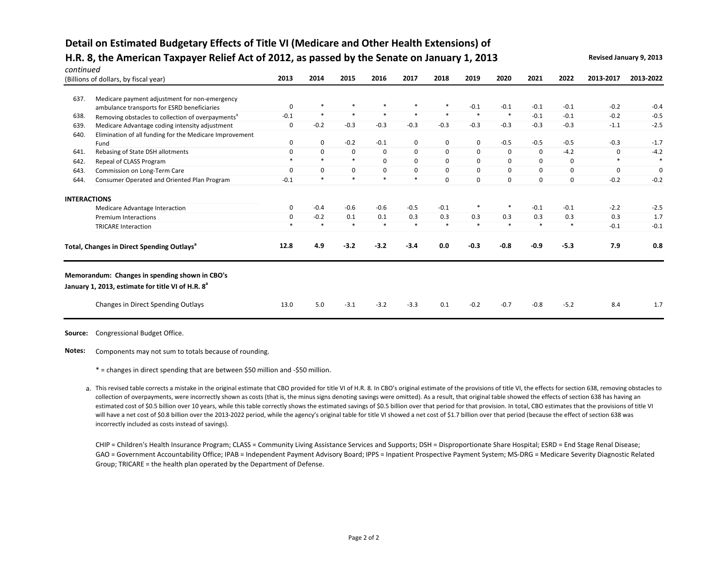## Detail on Estimated Budgetary Effects of Title VI (Medicare and Other Health Extensions) of H.R. 8, the American Taxpayer Relief Act of 2012, as passed by the Senate on January 1, 2013

**Revised January 9, 2013**

*continued*

| (Billions of dollars, by fiscal year) | | 2013 | 2014 | 2015 | 2016 | 2017 | 2018 | 2019 | 2020 | 2021 | 2022 | 2013-2017 | 2013-2022 |
|---|---|---|---|---|---|---|---|---|---|---|---|---|---|
| 637. | Medicare payment adjustment for non-emergency ambulance transports for ESRD beneficiaries | 0 | * | * | * | * | * | -0.1 | -0.1 | -0.1 | -0.1 | -0.2 | -0.4 |
| 638. | Removing obstacles to collection of overpayments[a] | -0.1 | * | * | * | * | * | * | * | -0.1 | -0.1 | -0.2 | -0.5 |
| 639. | Medicare Advantage coding intensity adjustment | 0 | -0.2 | -0.3 | -0.3 | -0.3 | -0.3 | -0.3 | -0.3 | -0.3 | -0.3 | -1.1 | -2.5 |
| 640. | Elimination of all funding for the Medicare Improvement Fund | 0 | 0 | -0.2 | -0.1 | 0 | 0 | 0 | -0.5 | -0.5 | -0.5 | -0.3 | -1.7 |
| 641. | Rebasing of State DSH allotments | 0 | 0 | 0 | 0 | 0 | 0 | 0 | 0 | 0 | -4.2 | 0 | -4.2 |
| 642. | Repeal of CLASS Program | * | * | * | 0 | 0 | 0 | 0 | 0 | 0 | 0 | * | * |
| 643. | Commission on Long-Term Care | 0 | 0 | 0 | 0 | 0 | 0 | 0 | 0 | 0 | 0 | 0 | 0 |
| 644. | Consumer Operated and Oriented Plan Program | -0.1 | * | * | * | * | 0 | 0 | 0 | 0 | 0 | -0.2 | -0.2 |
| **INTERACTIONS** | | | | | | | | | | | | | |
| | Medicare Advantage Interaction | 0 | -0.4 | -0.6 | -0.6 | -0.5 | -0.1 | * | * | -0.1 | -0.1 | -2.2 | -2.5 |
| | Premium Interactions | 0 | -0.2 | 0.1 | 0.1 | 0.3 | 0.3 | 0.3 | 0.3 | 0.3 | 0.3 | 0.3 | 1.7 |
| | TRICARE Interaction | * | * | * | * | * | * | * | * | * | * | -0.1 | -0.1 |
| **Total, Changes in Direct Spending Outlays[a]** | | **12.8** | **4.9** | **-3.2** | **-3.2** | **-3.4** | **0.0** | **-0.3** | **-0.8** | **-0.9** | **-5.3** | **7.9** | **0.8** |
| **Memorandum: Changes in spending shown in CBO's January 1, 2013, estimate for title VI of H.R. 8[a]** | | | | | | | | | | | | | |
| | Changes in Direct Spending Outlays | 13.0 | 5.0 | -3.1 | -3.2 | -3.3 | 0.1 | -0.2 | -0.7 | -0.8 | -5.2 | 8.4 | 1.7 |

**Source:** Congressional Budget Office.

**Notes:** Components may not sum to totals because of rounding.

* = changes in direct spending that are between $50 million and -$50 million.

a. This revised table corrects a mistake in the original estimate that CBO provided for title VI of H.R. 8. In CBO's original estimate of the provisions of title VI, the effects for section 638, removing obstacles to collection of overpayments, were incorrectly shown as costs (that is, the minus signs denoting savings were omitted). As a result, that original table showed the effects of section 638 has having an estimated cost of $0.5 billion over 10 years, while this table correctly shows the estimated savings of $0.5 billion over that period for that provision. In total, CBO estimates that the provisions of title VI will have a net cost of $0.8 billion over the 2013-2022 period, while the agency's original table for title VI showed a net cost of $1.7 billion over that period (because the effect of section 638 was incorrectly included as costs instead of savings).

CHIP = Children's Health Insurance Program; CLASS = Community Living Assistance Services and Supports; DSH = Disproportionate Share Hospital; ESRD = End Stage Renal Disease; GAO = Government Accountability Office; IPAB = Independent Payment Advisory Board; IPPS = Inpatient Prospective Payment System; MS-DRG = Medicare Severity Diagnostic Related Group; TRICARE = the health plan operated by the Department of Defense.